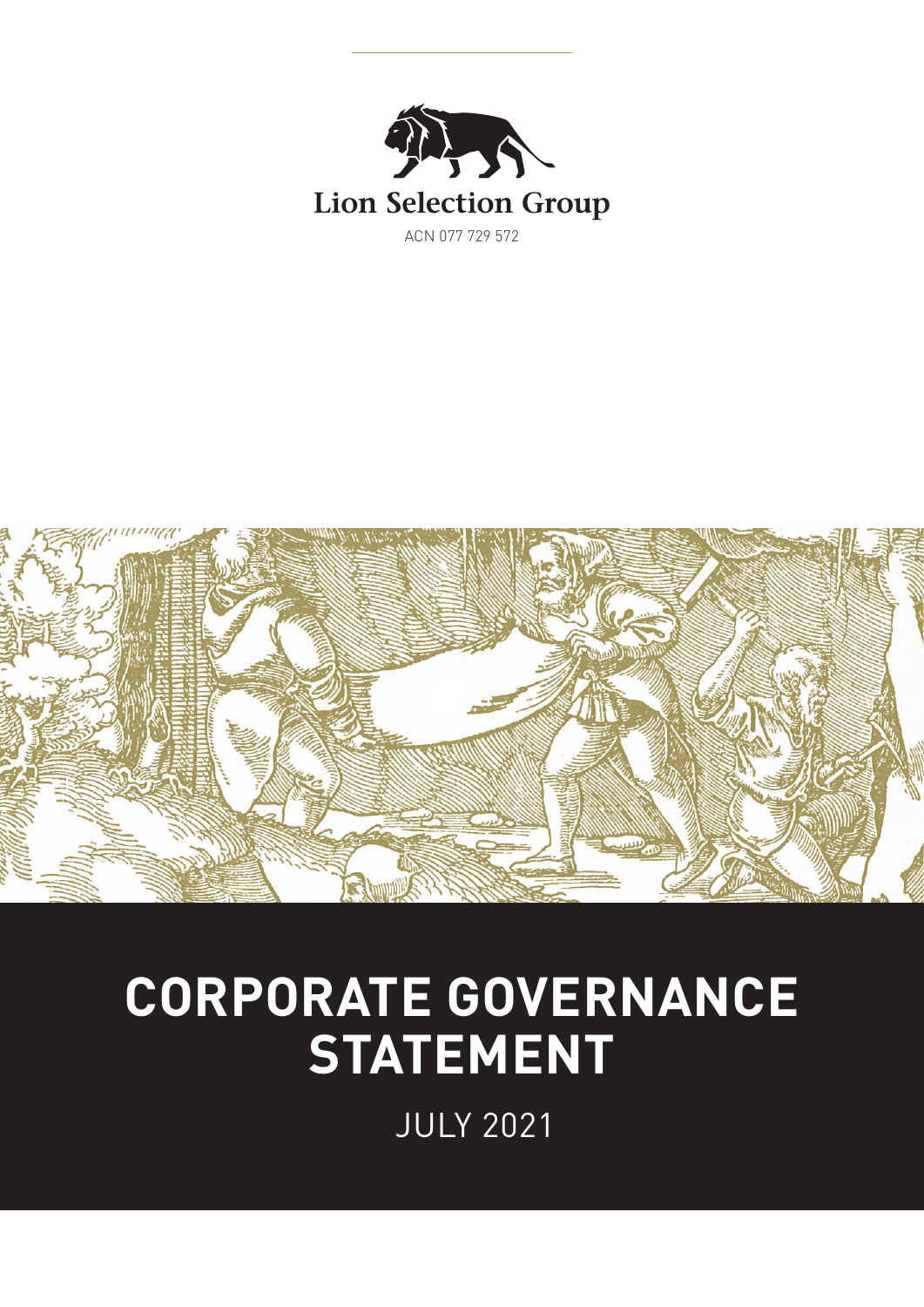Lion Selection Group

ACN 077 729 572

# CORPORATE GOVERNANCE STATEMENT

JULY 2021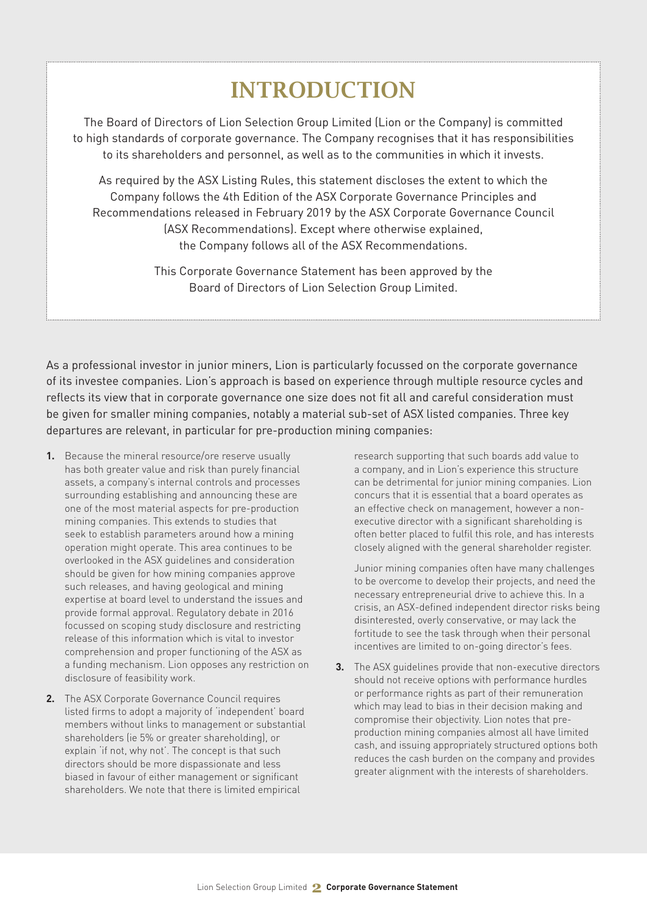# INTRODUCTION

The Board of Directors of Lion Selection Group Limited (Lion or the Company) is committed to high standards of corporate governance. The Company recognises that it has responsibilities to its shareholders and personnel, as well as to the communities in which it invests.

As required by the ASX Listing Rules, this statement discloses the extent to which the Company follows the 4th Edition of the ASX Corporate Governance Principles and Recommendations released in February 2019 by the ASX Corporate Governance Council (ASX Recommendations). Except where otherwise explained, the Company follows all of the ASX Recommendations.

This Corporate Governance Statement has been approved by the Board of Directors of Lion Selection Group Limited.

As a professional investor in junior miners, Lion is particularly focussed on the corporate governance of its investee companies. Lion's approach is based on experience through multiple resource cycles and reflects its view that in corporate governance one size does not fit all and careful consideration must be given for smaller mining companies, notably a material sub-set of ASX listed companies. Three key departures are relevant, in particular for pre-production mining companies:

1. Because the mineral resource/ore reserve usually has both greater value and risk than purely financial assets, a company's internal controls and processes surrounding establishing and announcing these are one of the most material aspects for pre-production mining companies. This extends to studies that seek to establish parameters around how a mining operation might operate. This area continues to be overlooked in the ASX guidelines and consideration should be given for how mining companies approve such releases, and having geological and mining expertise at board level to understand the issues and provide formal approval. Regulatory debate in 2016 focussed on scoping study disclosure and restricting release of this information which is vital to investor comprehension and proper functioning of the ASX as a funding mechanism. Lion opposes any restriction on disclosure of feasibility work.

2. The ASX Corporate Governance Council requires listed firms to adopt a majority of 'independent' board members without links to management or substantial shareholders (ie 5% or greater shareholding), or explain 'if not, why not'. The concept is that such directors should be more dispassionate and less biased in favour of either management or significant shareholders. We note that there is limited empirical research supporting that such boards add value to a company, and in Lion's experience this structure can be detrimental for junior mining companies. Lion concurs that it is essential that a board operates as an effective check on management, however a non-executive director with a significant shareholding is often better placed to fulfil this role, and has interests closely aligned with the general shareholder register.

   Junior mining companies often have many challenges to be overcome to develop their projects, and need the necessary entrepreneurial drive to achieve this. In a crisis, an ASX-defined independent director risks being disinterested, overly conservative, or may lack the fortitude to see the task through when their personal incentives are limited to on-going director's fees.

3. The ASX guidelines provide that non-executive directors should not receive options with performance hurdles or performance rights as part of their remuneration which may lead to bias in their decision making and compromise their objectivity. Lion notes that pre-production mining companies almost all have limited cash, and issuing appropriately structured options both reduces the cash burden on the company and provides greater alignment with the interests of shareholders.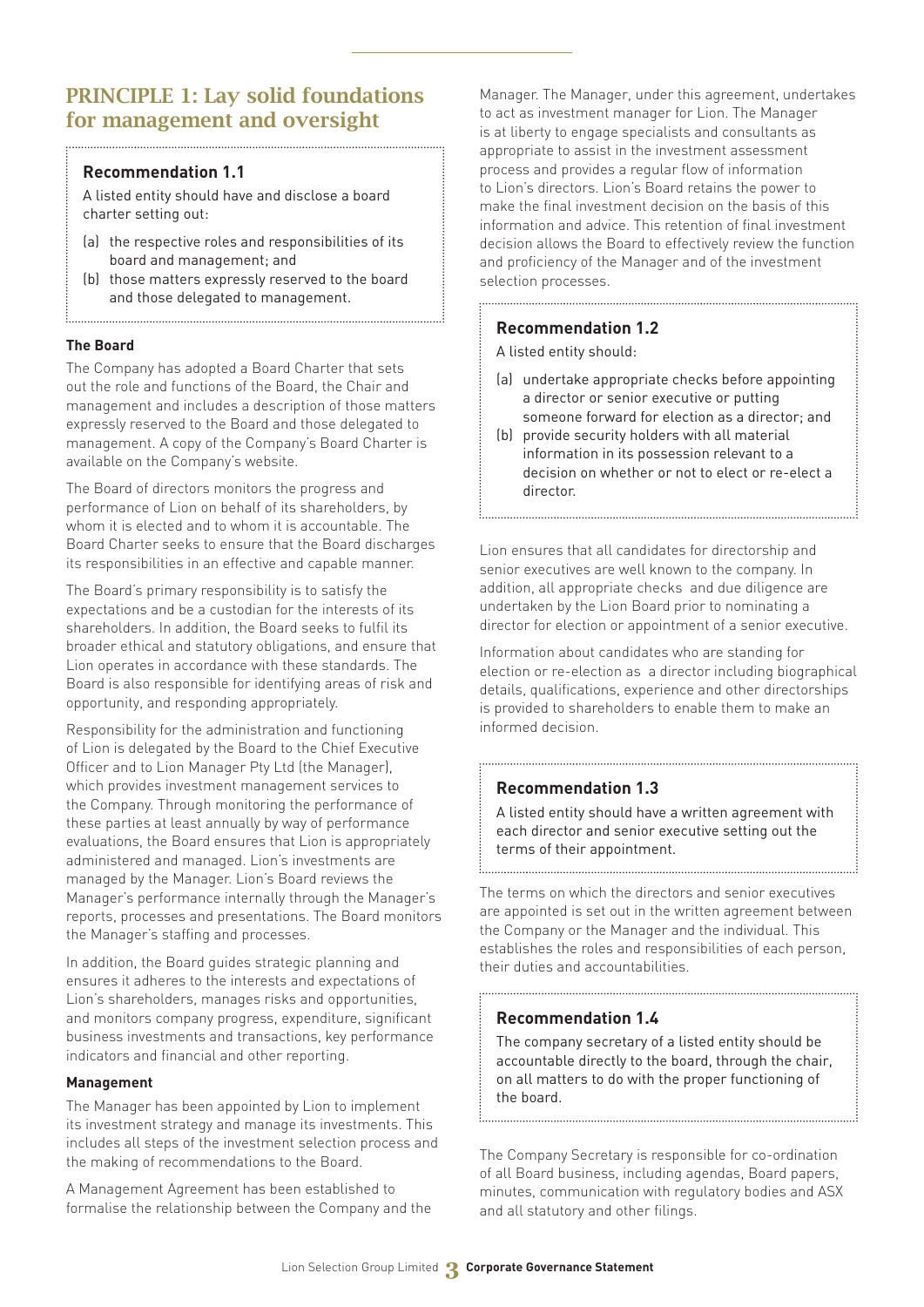## PRINCIPLE 1: Lay solid foundations for management and oversight

### Recommendation 1.1

A listed entity should have and disclose a board charter setting out:

(a) the respective roles and responsibilities of its board and management; and

(b) those matters expressly reserved to the board and those delegated to management.

**The Board**

The Company has adopted a Board Charter that sets out the role and functions of the Board, the Chair and management and includes a description of those matters expressly reserved to the Board and those delegated to management. A copy of the Company's Board Charter is available on the Company's website.

The Board of directors monitors the progress and performance of Lion on behalf of its shareholders, by whom it is elected and to whom it is accountable. The Board Charter seeks to ensure that the Board discharges its responsibilities in an effective and capable manner.

The Board's primary responsibility is to satisfy the expectations and be a custodian for the interests of its shareholders. In addition, the Board seeks to fulfil its broader ethical and statutory obligations, and ensure that Lion operates in accordance with these standards. The Board is also responsible for identifying areas of risk and opportunity, and responding appropriately.

Responsibility for the administration and functioning of Lion is delegated by the Board to the Chief Executive Officer and to Lion Manager Pty Ltd (the Manager), which provides investment management services to the Company. Through monitoring the performance of these parties at least annually by way of performance evaluations, the Board ensures that Lion is appropriately administered and managed. Lion's investments are managed by the Manager. Lion's Board reviews the Manager's performance internally through the Manager's reports, processes and presentations. The Board monitors the Manager's staffing and processes.

In addition, the Board guides strategic planning and ensures it adheres to the interests and expectations of Lion's shareholders, manages risks and opportunities, and monitors company progress, expenditure, significant business investments and transactions, key performance indicators and financial and other reporting.

**Management**

The Manager has been appointed by Lion to implement its investment strategy and manage its investments. This includes all steps of the investment selection process and the making of recommendations to the Board.

A Management Agreement has been established to formalise the relationship between the Company and the Manager. The Manager, under this agreement, undertakes to act as investment manager for Lion. The Manager is at liberty to engage specialists and consultants as appropriate to assist in the investment assessment process and provides a regular flow of information to Lion's directors. Lion's Board retains the power to make the final investment decision on the basis of this information and advice. This retention of final investment decision allows the Board to effectively review the function and proficiency of the Manager and of the investment selection processes.

### Recommendation 1.2

A listed entity should:

(a) undertake appropriate checks before appointing a director or senior executive or putting someone forward for election as a director; and

(b) provide security holders with all material information in its possession relevant to a decision on whether or not to elect or re-elect a director.

Lion ensures that all candidates for directorship and senior executives are well known to the company. In addition, all appropriate checks and due diligence are undertaken by the Lion Board prior to nominating a director for election or appointment of a senior executive.

Information about candidates who are standing for election or re-election as a director including biographical details, qualifications, experience and other directorships is provided to shareholders to enable them to make an informed decision.

### Recommendation 1.3

A listed entity should have a written agreement with each director and senior executive setting out the terms of their appointment.

The terms on which the directors and senior executives are appointed is set out in the written agreement between the Company or the Manager and the individual. This establishes the roles and responsibilities of each person, their duties and accountabilities.

### Recommendation 1.4

The company secretary of a listed entity should be accountable directly to the board, through the chair, on all matters to do with the proper functioning of the board.

The Company Secretary is responsible for co-ordination of all Board business, including agendas, Board papers, minutes, communication with regulatory bodies and ASX and all statutory and other filings.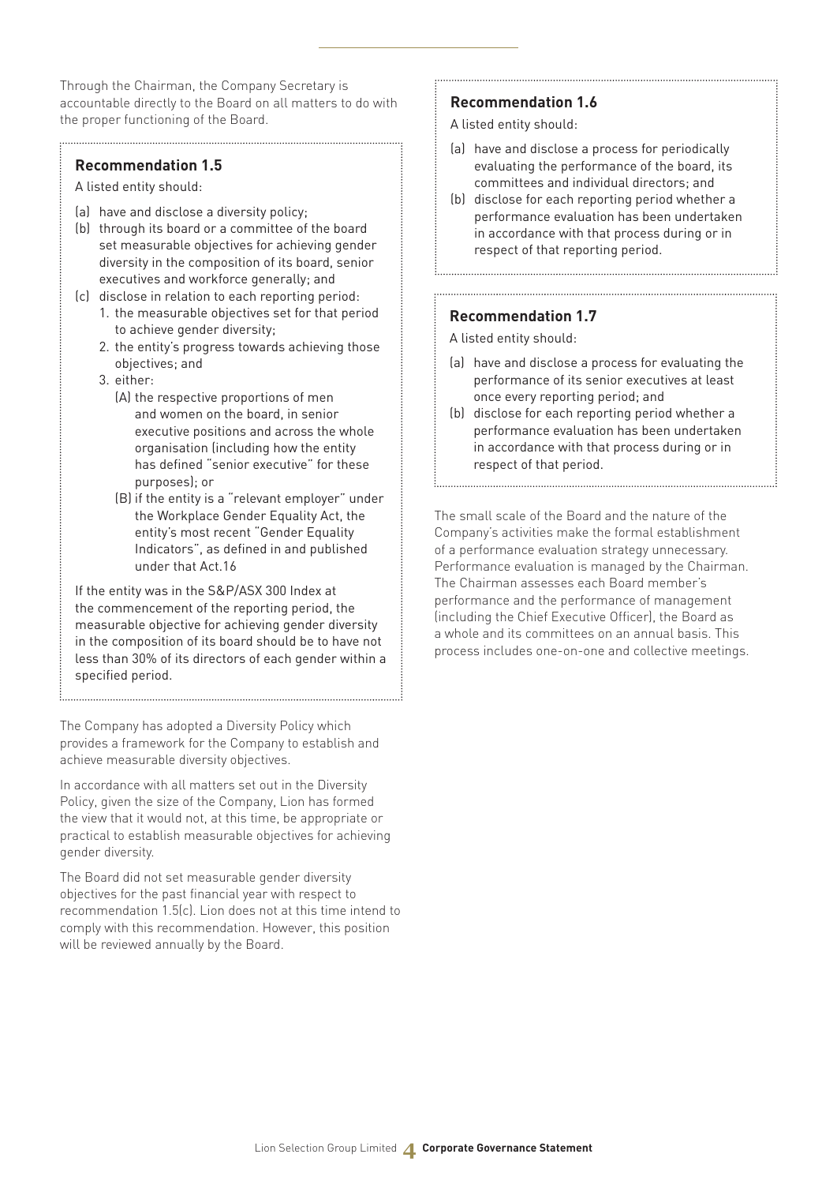Through the Chairman, the Company Secretary is accountable directly to the Board on all matters to do with the proper functioning of the Board.

### Recommendation 1.5

A listed entity should:

(a) have and disclose a diversity policy;
(b) through its board or a committee of the board set measurable objectives for achieving gender diversity in the composition of its board, senior executives and workforce generally; and
(c) disclose in relation to each reporting period:
   1. the measurable objectives set for that period to achieve gender diversity;
   2. the entity's progress towards achieving those objectives; and
   3. either:
      (A) the respective proportions of men and women on the board, in senior executive positions and across the whole organisation (including how the entity has defined "senior executive" for these purposes); or
      (B) if the entity is a "relevant employer" under the Workplace Gender Equality Act, the entity's most recent "Gender Equality Indicators", as defined in and published under that Act.16

If the entity was in the S&P/ASX 300 Index at the commencement of the reporting period, the measurable objective for achieving gender diversity in the composition of its board should be to have not less than 30% of its directors of each gender within a specified period.

The Company has adopted a Diversity Policy which provides a framework for the Company to establish and achieve measurable diversity objectives.

In accordance with all matters set out in the Diversity Policy, given the size of the Company, Lion has formed the view that it would not, at this time, be appropriate or practical to establish measurable objectives for achieving gender diversity.

The Board did not set measurable gender diversity objectives for the past financial year with respect to recommendation 1.5(c). Lion does not at this time intend to comply with this recommendation. However, this position will be reviewed annually by the Board.

### Recommendation 1.6

A listed entity should:

(a) have and disclose a process for periodically evaluating the performance of the board, its committees and individual directors; and
(b) disclose for each reporting period whether a performance evaluation has been undertaken in accordance with that process during or in respect of that reporting period.

### Recommendation 1.7

A listed entity should:

(a) have and disclose a process for evaluating the performance of its senior executives at least once every reporting period; and
(b) disclose for each reporting period whether a performance evaluation has been undertaken in accordance with that process during or in respect of that period.

The small scale of the Board and the nature of the Company's activities make the formal establishment of a performance evaluation strategy unnecessary. Performance evaluation is managed by the Chairman. The Chairman assesses each Board member's performance and the performance of management (including the Chief Executive Officer), the Board as a whole and its committees on an annual basis. This process includes one-on-one and collective meetings.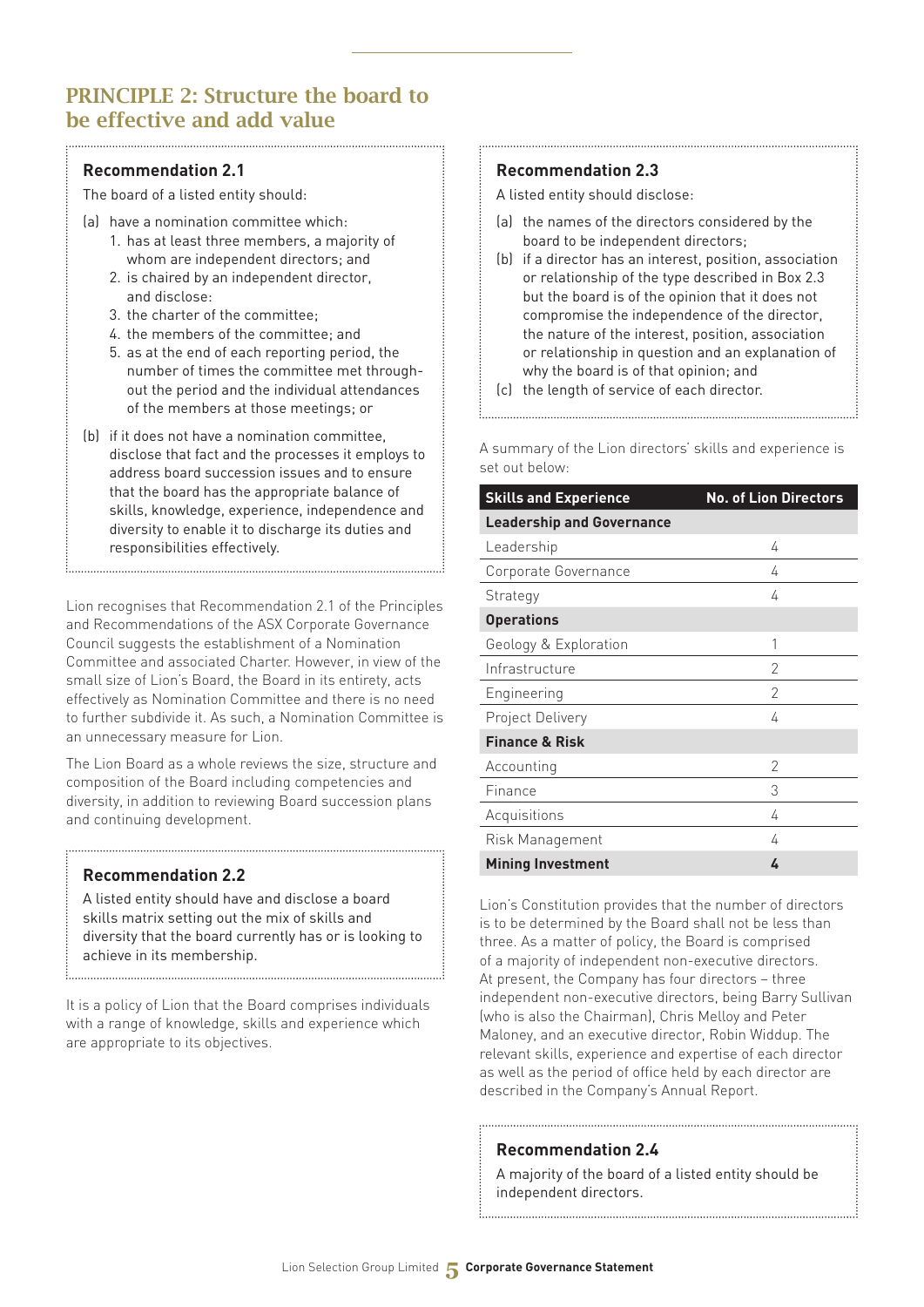## PRINCIPLE 2: Structure the board to be effective and add value

### Recommendation 2.1

The board of a listed entity should:

(a) have a nomination committee which:
   1. has at least three members, a majority of whom are independent directors; and
   2. is chaired by an independent director,

   and disclose:

   3. the charter of the committee;
   4. the members of the committee; and
   5. as at the end of each reporting period, the number of times the committee met throughout the period and the individual attendances of the members at those meetings; or

(b) if it does not have a nomination committee, disclose that fact and the processes it employs to address board succession issues and to ensure that the board has the appropriate balance of skills, knowledge, experience, independence and diversity to enable it to discharge its duties and responsibilities effectively.

Lion recognises that Recommendation 2.1 of the Principles and Recommendations of the ASX Corporate Governance Council suggests the establishment of a Nomination Committee and associated Charter. However, in view of the small size of Lion's Board, the Board in its entirety, acts effectively as Nomination Committee and there is no need to further subdivide it. As such, a Nomination Committee is an unnecessary measure for Lion.

The Lion Board as a whole reviews the size, structure and composition of the Board including competencies and diversity, in addition to reviewing Board succession plans and continuing development.

### Recommendation 2.2

A listed entity should have and disclose a board skills matrix setting out the mix of skills and diversity that the board currently has or is looking to achieve in its membership.

It is a policy of Lion that the Board comprises individuals with a range of knowledge, skills and experience which are appropriate to its objectives.

### Recommendation 2.3

A listed entity should disclose:

(a) the names of the directors considered by the board to be independent directors;

(b) if a director has an interest, position, association or relationship of the type described in Box 2.3 but the board is of the opinion that it does not compromise the independence of the director, the nature of the interest, position, association or relationship in question and an explanation of why the board is of that opinion; and

(c) the length of service of each director.

A summary of the Lion directors' skills and experience is set out below:

| Skills and Experience | No. of Lion Directors |
|---|---|
| **Leadership and Governance** | |
| Leadership | 4 |
| Corporate Governance | 4 |
| Strategy | 4 |
| **Operations** | |
| Geology & Exploration | 1 |
| Infrastructure | 2 |
| Engineering | 2 |
| Project Delivery | 4 |
| **Finance & Risk** | |
| Accounting | 2 |
| Finance | 3 |
| Acquisitions | 4 |
| Risk Management | 4 |
| **Mining Investment** | **4** |

Lion's Constitution provides that the number of directors is to be determined by the Board shall not be less than three. As a matter of policy, the Board is comprised of a majority of independent non-executive directors. At present, the Company has four directors – three independent non-executive directors, being Barry Sullivan (who is also the Chairman), Chris Melloy and Peter Maloney, and an executive director, Robin Widdup. The relevant skills, experience and expertise of each director as well as the period of office held by each director are described in the Company's Annual Report.

### Recommendation 2.4

A majority of the board of a listed entity should be independent directors.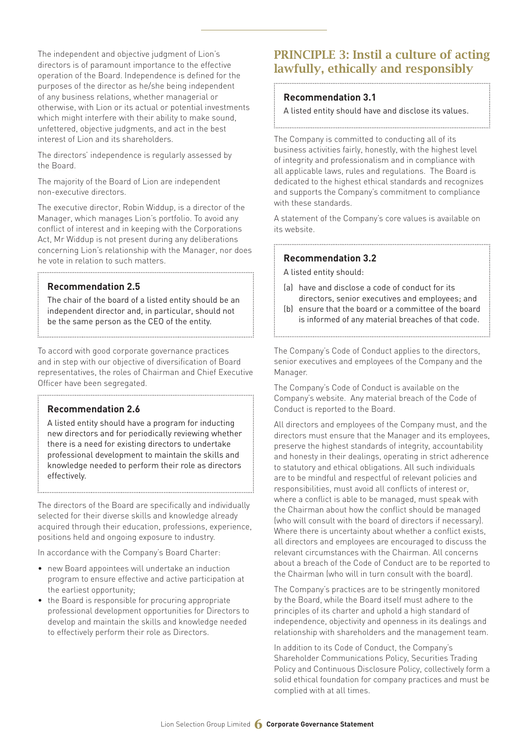The independent and objective judgment of Lion's directors is of paramount importance to the effective operation of the Board. Independence is defined for the purposes of the director as he/she being independent of any business relations, whether managerial or otherwise, with Lion or its actual or potential investments which might interfere with their ability to make sound, unfettered, objective judgments, and act in the best interest of Lion and its shareholders.

The directors' independence is regularly assessed by the Board.

The majority of the Board of Lion are independent non-executive directors.

The executive director, Robin Widdup, is a director of the Manager, which manages Lion's portfolio. To avoid any conflict of interest and in keeping with the Corporations Act, Mr Widdup is not present during any deliberations concerning Lion's relationship with the Manager, nor does he vote in relation to such matters.

### Recommendation 2.5

The chair of the board of a listed entity should be an independent director and, in particular, should not be the same person as the CEO of the entity.

To accord with good corporate governance practices and in step with our objective of diversification of Board representatives, the roles of Chairman and Chief Executive Officer have been segregated.

### Recommendation 2.6

A listed entity should have a program for inducting new directors and for periodically reviewing whether there is a need for existing directors to undertake professional development to maintain the skills and knowledge needed to perform their role as directors effectively.

The directors of the Board are specifically and individually selected for their diverse skills and knowledge already acquired through their education, professions, experience, positions held and ongoing exposure to industry.

In accordance with the Company's Board Charter:

- new Board appointees will undertake an induction program to ensure effective and active participation at the earliest opportunity;
- the Board is responsible for procuring appropriate professional development opportunities for Directors to develop and maintain the skills and knowledge needed to effectively perform their role as Directors.

## PRINCIPLE 3: Instil a culture of acting lawfully, ethically and responsibly

### Recommendation 3.1

A listed entity should have and disclose its values.

The Company is committed to conducting all of its business activities fairly, honestly, with the highest level of integrity and professionalism and in compliance with all applicable laws, rules and regulations. The Board is dedicated to the highest ethical standards and recognizes and supports the Company's commitment to compliance with these standards.

A statement of the Company's core values is available on its website.

### Recommendation 3.2

A listed entity should:

(a) have and disclose a code of conduct for its directors, senior executives and employees; and
(b) ensure that the board or a committee of the board is informed of any material breaches of that code.

The Company's Code of Conduct applies to the directors, senior executives and employees of the Company and the Manager.

The Company's Code of Conduct is available on the Company's website. Any material breach of the Code of Conduct is reported to the Board.

All directors and employees of the Company must, and the directors must ensure that the Manager and its employees, preserve the highest standards of integrity, accountability and honesty in their dealings, operating in strict adherence to statutory and ethical obligations. All such individuals are to be mindful and respectful of relevant policies and responsibilities, must avoid all conflicts of interest or, where a conflict is able to be managed, must speak with the Chairman about how the conflict should be managed (who will consult with the board of directors if necessary). Where there is uncertainty about whether a conflict exists, all directors and employees are encouraged to discuss the relevant circumstances with the Chairman. All concerns about a breach of the Code of Conduct are to be reported to the Chairman (who will in turn consult with the board).

The Company's practices are to be stringently monitored by the Board, while the Board itself must adhere to the principles of its charter and uphold a high standard of independence, objectivity and openness in its dealings and relationship with shareholders and the management team.

In addition to its Code of Conduct, the Company's Shareholder Communications Policy, Securities Trading Policy and Continuous Disclosure Policy, collectively form a solid ethical foundation for company practices and must be complied with at all times.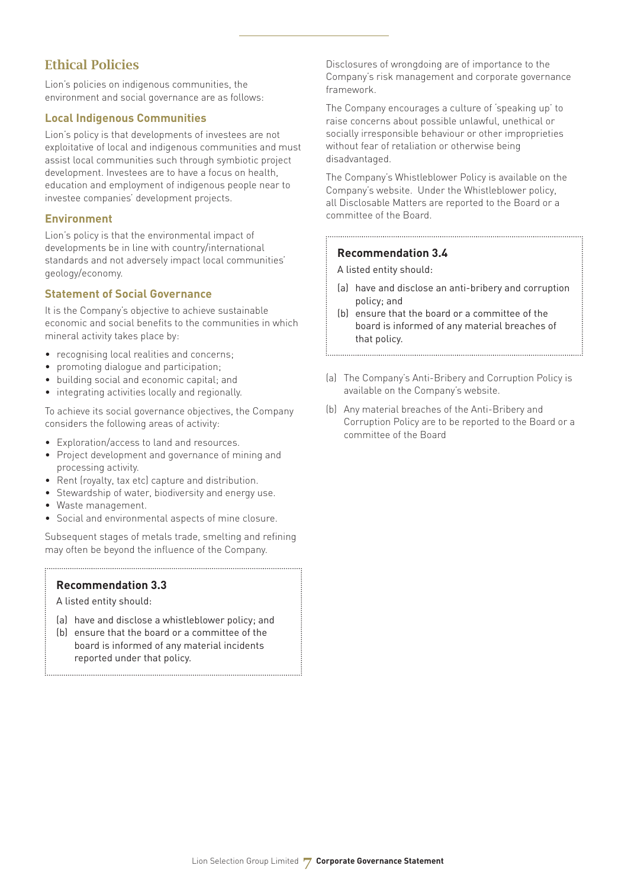## Ethical Policies

Lion's policies on indigenous communities, the environment and social governance are as follows:

### Local Indigenous Communities

Lion's policy is that developments of investees are not exploitative of local and indigenous communities and must assist local communities such through symbiotic project development. Investees are to have a focus on health, education and employment of indigenous people near to investee companies' development projects.

### Environment

Lion's policy is that the environmental impact of developments be in line with country/international standards and not adversely impact local communities' geology/economy.

### Statement of Social Governance

It is the Company's objective to achieve sustainable economic and social benefits to the communities in which mineral activity takes place by:

- recognising local realities and concerns;
- promoting dialogue and participation;
- building social and economic capital; and
- integrating activities locally and regionally.

To achieve its social governance objectives, the Company considers the following areas of activity:

- Exploration/access to land and resources.
- Project development and governance of mining and processing activity.
- Rent (royalty, tax etc) capture and distribution.
- Stewardship of water, biodiversity and energy use.
- Waste management.
- Social and environmental aspects of mine closure.

Subsequent stages of metals trade, smelting and refining may often be beyond the influence of the Company.

> **Recommendation 3.3**
>
> A listed entity should:
>
> (a) have and disclose a whistleblower policy; and
> (b) ensure that the board or a committee of the board is informed of any material incidents reported under that policy.

Disclosures of wrongdoing are of importance to the Company's risk management and corporate governance framework.

The Company encourages a culture of 'speaking up' to raise concerns about possible unlawful, unethical or socially irresponsible behaviour or other improprieties without fear of retaliation or otherwise being disadvantaged.

The Company's Whistleblower Policy is available on the Company's website. Under the Whistleblower policy, all Disclosable Matters are reported to the Board or a committee of the Board.

> **Recommendation 3.4**
>
> A listed entity should:
>
> (a) have and disclose an anti-bribery and corruption policy; and
> (b) ensure that the board or a committee of the board is informed of any material breaches of that policy.

(a) The Company's Anti-Bribery and Corruption Policy is available on the Company's website.

(b) Any material breaches of the Anti-Bribery and Corruption Policy are to be reported to the Board or a committee of the Board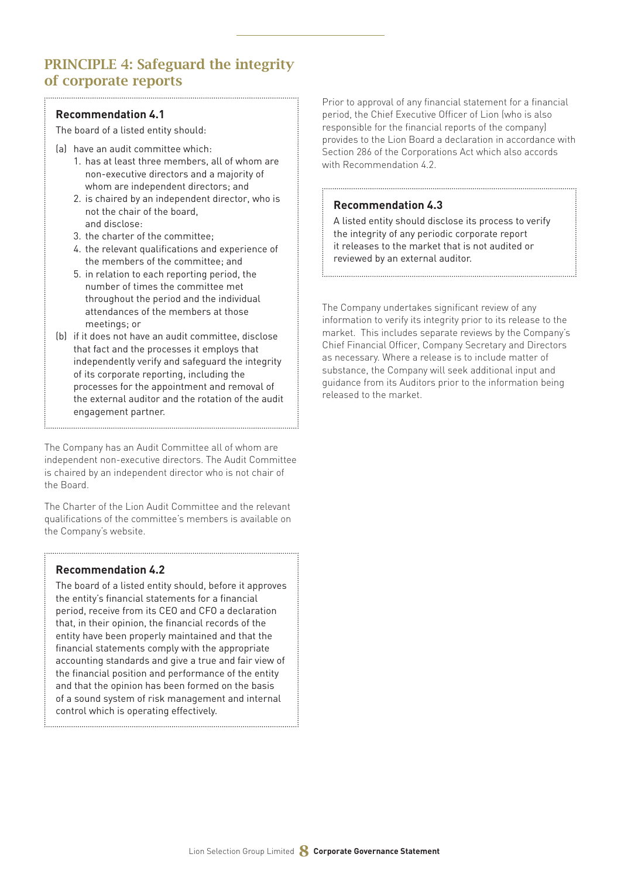## PRINCIPLE 4: Safeguard the integrity of corporate reports

### Recommendation 4.1

The board of a listed entity should:

(a) have an audit committee which:
  1. has at least three members, all of whom are non-executive directors and a majority of whom are independent directors; and
  2. is chaired by an independent director, who is not the chair of the board,
  
  and disclose:
  
  3. the charter of the committee;
  4. the relevant qualifications and experience of the members of the committee; and
  5. in relation to each reporting period, the number of times the committee met throughout the period and the individual attendances of the members at those meetings; or

(b) if it does not have an audit committee, disclose that fact and the processes it employs that independently verify and safeguard the integrity of its corporate reporting, including the processes for the appointment and removal of the external auditor and the rotation of the audit engagement partner.

The Company has an Audit Committee all of whom are independent non-executive directors. The Audit Committee is chaired by an independent director who is not chair of the Board.

The Charter of the Lion Audit Committee and the relevant qualifications of the committee's members is available on the Company's website.

### Recommendation 4.2

The board of a listed entity should, before it approves the entity's financial statements for a financial period, receive from its CEO and CFO a declaration that, in their opinion, the financial records of the entity have been properly maintained and that the financial statements comply with the appropriate accounting standards and give a true and fair view of the financial position and performance of the entity and that the opinion has been formed on the basis of a sound system of risk management and internal control which is operating effectively.

Prior to approval of any financial statement for a financial period, the Chief Executive Officer of Lion (who is also responsible for the financial reports of the company) provides to the Lion Board a declaration in accordance with Section 286 of the Corporations Act which also accords with Recommendation 4.2.

### Recommendation 4.3

A listed entity should disclose its process to verify the integrity of any periodic corporate report it releases to the market that is not audited or reviewed by an external auditor.

The Company undertakes significant review of any information to verify its integrity prior to its release to the market. This includes separate reviews by the Company's Chief Financial Officer, Company Secretary and Directors as necessary. Where a release is to include matter of substance, the Company will seek additional input and guidance from its Auditors prior to the information being released to the market.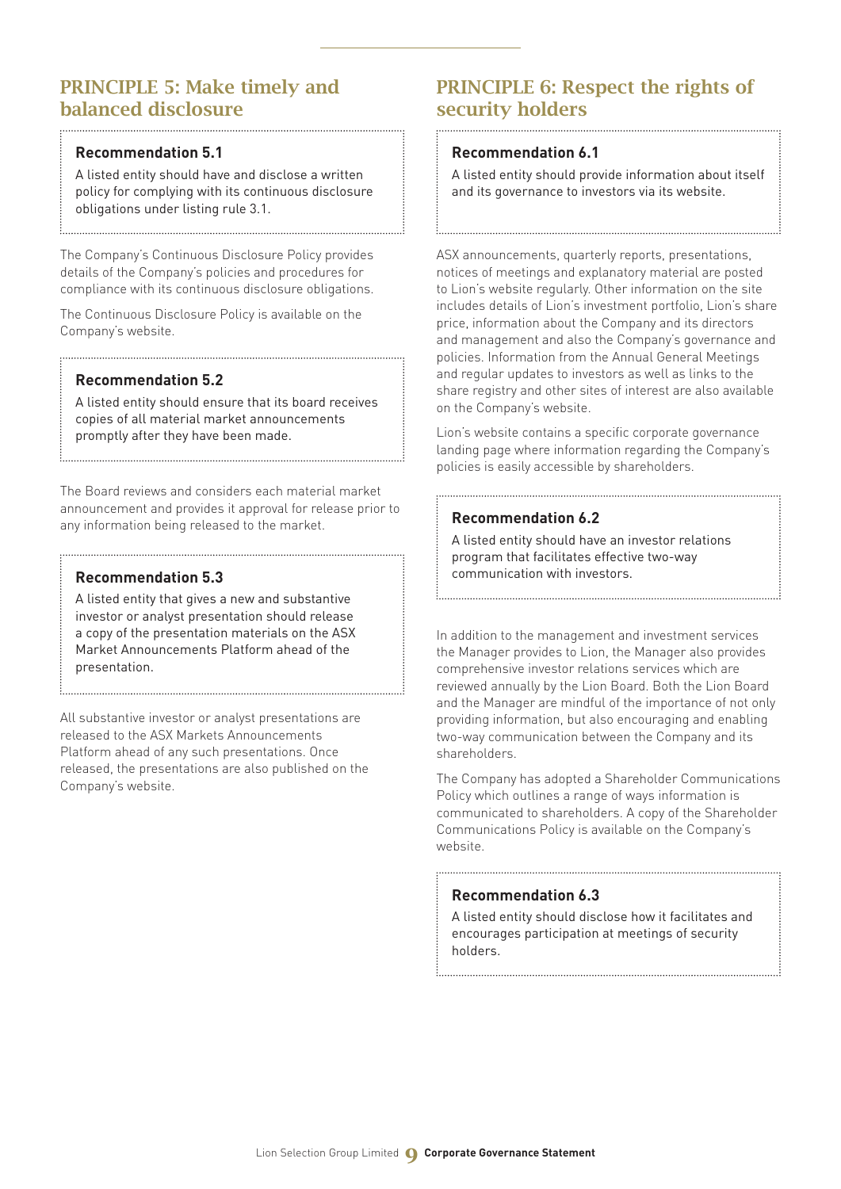## PRINCIPLE 5: Make timely and balanced disclosure

### Recommendation 5.1

A listed entity should have and disclose a written policy for complying with its continuous disclosure obligations under listing rule 3.1.

The Company's Continuous Disclosure Policy provides details of the Company's policies and procedures for compliance with its continuous disclosure obligations.

The Continuous Disclosure Policy is available on the Company's website.

### Recommendation 5.2

A listed entity should ensure that its board receives copies of all material market announcements promptly after they have been made.

The Board reviews and considers each material market announcement and provides it approval for release prior to any information being released to the market.

### Recommendation 5.3

A listed entity that gives a new and substantive investor or analyst presentation should release a copy of the presentation materials on the ASX Market Announcements Platform ahead of the presentation.

All substantive investor or analyst presentations are released to the ASX Markets Announcements Platform ahead of any such presentations. Once released, the presentations are also published on the Company's website.

## PRINCIPLE 6: Respect the rights of security holders

### Recommendation 6.1

A listed entity should provide information about itself and its governance to investors via its website.

ASX announcements, quarterly reports, presentations, notices of meetings and explanatory material are posted to Lion's website regularly. Other information on the site includes details of Lion's investment portfolio, Lion's share price, information about the Company and its directors and management and also the Company's governance and policies. Information from the Annual General Meetings and regular updates to investors as well as links to the share registry and other sites of interest are also available on the Company's website.

Lion's website contains a specific corporate governance landing page where information regarding the Company's policies is easily accessible by shareholders.

### Recommendation 6.2

A listed entity should have an investor relations program that facilitates effective two-way communication with investors.

In addition to the management and investment services the Manager provides to Lion, the Manager also provides comprehensive investor relations services which are reviewed annually by the Lion Board. Both the Lion Board and the Manager are mindful of the importance of not only providing information, but also encouraging and enabling two-way communication between the Company and its shareholders.

The Company has adopted a Shareholder Communications Policy which outlines a range of ways information is communicated to shareholders. A copy of the Shareholder Communications Policy is available on the Company's website.

### Recommendation 6.3

A listed entity should disclose how it facilitates and encourages participation at meetings of security holders.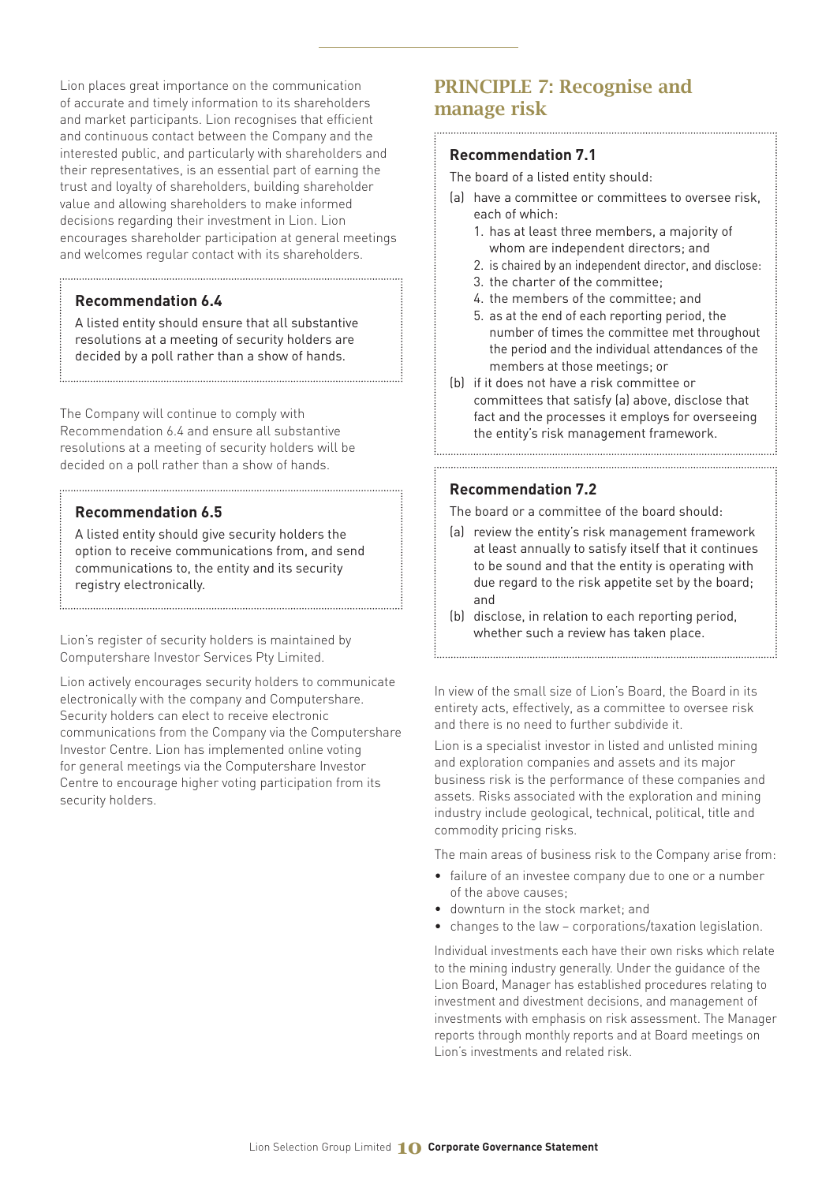Lion places great importance on the communication of accurate and timely information to its shareholders and market participants. Lion recognises that efficient and continuous contact between the Company and the interested public, and particularly with shareholders and their representatives, is an essential part of earning the trust and loyalty of shareholders, building shareholder value and allowing shareholders to make informed decisions regarding their investment in Lion. Lion encourages shareholder participation at general meetings and welcomes regular contact with its shareholders.

### Recommendation 6.4

A listed entity should ensure that all substantive resolutions at a meeting of security holders are decided by a poll rather than a show of hands.

The Company will continue to comply with Recommendation 6.4 and ensure all substantive resolutions at a meeting of security holders will be decided on a poll rather than a show of hands.

### Recommendation 6.5

A listed entity should give security holders the option to receive communications from, and send communications to, the entity and its security registry electronically.

Lion's register of security holders is maintained by Computershare Investor Services Pty Limited.

Lion actively encourages security holders to communicate electronically with the company and Computershare. Security holders can elect to receive electronic communications from the Company via the Computershare Investor Centre. Lion has implemented online voting for general meetings via the Computershare Investor Centre to encourage higher voting participation from its security holders.

## PRINCIPLE 7: Recognise and manage risk

### Recommendation 7.1

The board of a listed entity should:

(a) have a committee or committees to oversee risk, each of which:
   1. has at least three members, a majority of whom are independent directors; and
   2. is chaired by an independent director, and disclose:
   3. the charter of the committee;
   4. the members of the committee; and
   5. as at the end of each reporting period, the number of times the committee met throughout the period and the individual attendances of the members at those meetings; or

(b) if it does not have a risk committee or committees that satisfy (a) above, disclose that fact and the processes it employs for overseeing the entity's risk management framework.

### Recommendation 7.2

The board or a committee of the board should:

(a) review the entity's risk management framework at least annually to satisfy itself that it continues to be sound and that the entity is operating with due regard to the risk appetite set by the board; and

(b) disclose, in relation to each reporting period, whether such a review has taken place.

In view of the small size of Lion's Board, the Board in its entirety acts, effectively, as a committee to oversee risk and there is no need to further subdivide it.

Lion is a specialist investor in listed and unlisted mining and exploration companies and assets and its major business risk is the performance of these companies and assets. Risks associated with the exploration and mining industry include geological, technical, political, title and commodity pricing risks.

The main areas of business risk to the Company arise from:

- failure of an investee company due to one or a number of the above causes;
- downturn in the stock market; and
- changes to the law – corporations/taxation legislation.

Individual investments each have their own risks which relate to the mining industry generally. Under the guidance of the Lion Board, Manager has established procedures relating to investment and divestment decisions, and management of investments with emphasis on risk assessment. The Manager reports through monthly reports and at Board meetings on Lion's investments and related risk.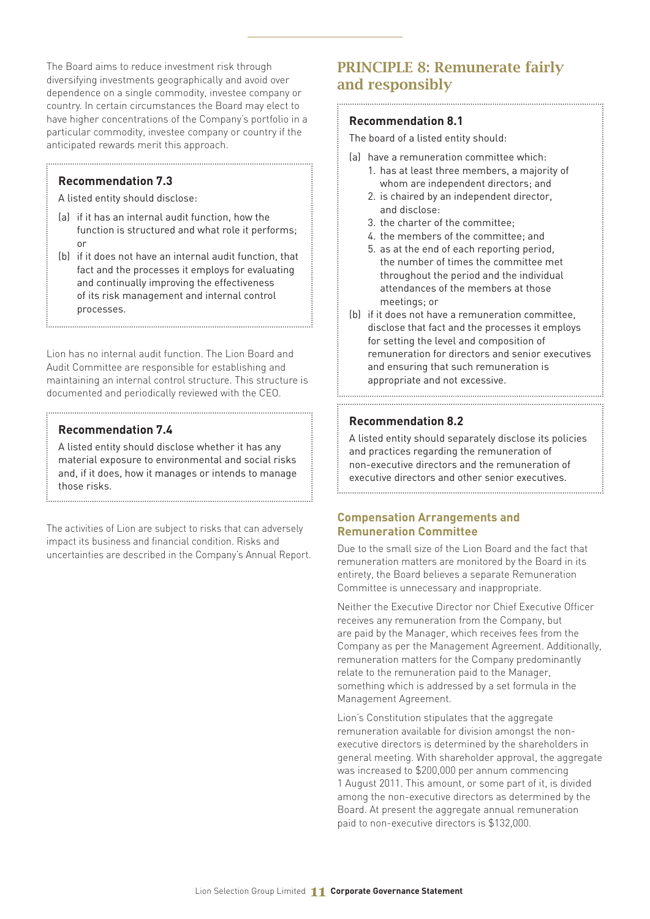The Board aims to reduce investment risk through diversifying investments geographically and avoid over dependence on a single commodity, investee company or country. In certain circumstances the Board may elect to have higher concentrations of the Company's portfolio in a particular commodity, investee company or country if the anticipated rewards merit this approach.

### Recommendation 7.3

A listed entity should disclose:

(a) if it has an internal audit function, how the function is structured and what role it performs; or

(b) if it does not have an internal audit function, that fact and the processes it employs for evaluating and continually improving the effectiveness of its risk management and internal control processes.

Lion has no internal audit function. The Lion Board and Audit Committee are responsible for establishing and maintaining an internal control structure. This structure is documented and periodically reviewed with the CEO.

### Recommendation 7.4

A listed entity should disclose whether it has any material exposure to environmental and social risks and, if it does, how it manages or intends to manage those risks.

The activities of Lion are subject to risks that can adversely impact its business and financial condition. Risks and uncertainties are described in the Company's Annual Report.

## PRINCIPLE 8: Remunerate fairly and responsibly

### Recommendation 8.1

The board of a listed entity should:

(a) have a remuneration committee which:
  1. has at least three members, a majority of whom are independent directors; and
  2. is chaired by an independent director,

  and disclose:

  3. the charter of the committee;
  4. the members of the committee; and
  5. as at the end of each reporting period, the number of times the committee met throughout the period and the individual attendances of the members at those meetings; or

(b) if it does not have a remuneration committee, disclose that fact and the processes it employs for setting the level and composition of remuneration for directors and senior executives and ensuring that such remuneration is appropriate and not excessive.

### Recommendation 8.2

A listed entity should separately disclose its policies and practices regarding the remuneration of non-executive directors and the remuneration of executive directors and other senior executives.

### Compensation Arrangements and Remuneration Committee

Due to the small size of the Lion Board and the fact that remuneration matters are monitored by the Board in its entirety, the Board believes a separate Remuneration Committee is unnecessary and inappropriate.

Neither the Executive Director nor Chief Executive Officer receives any remuneration from the Company, but are paid by the Manager, which receives fees from the Company as per the Management Agreement. Additionally, remuneration matters for the Company predominantly relate to the remuneration paid to the Manager, something which is addressed by a set formula in the Management Agreement.

Lion's Constitution stipulates that the aggregate remuneration available for division amongst the non-executive directors is determined by the shareholders in general meeting. With shareholder approval, the aggregate was increased to $200,000 per annum commencing 1 August 2011. This amount, or some part of it, is divided among the non-executive directors as determined by the Board. At present the aggregate annual remuneration paid to non-executive directors is $132,000.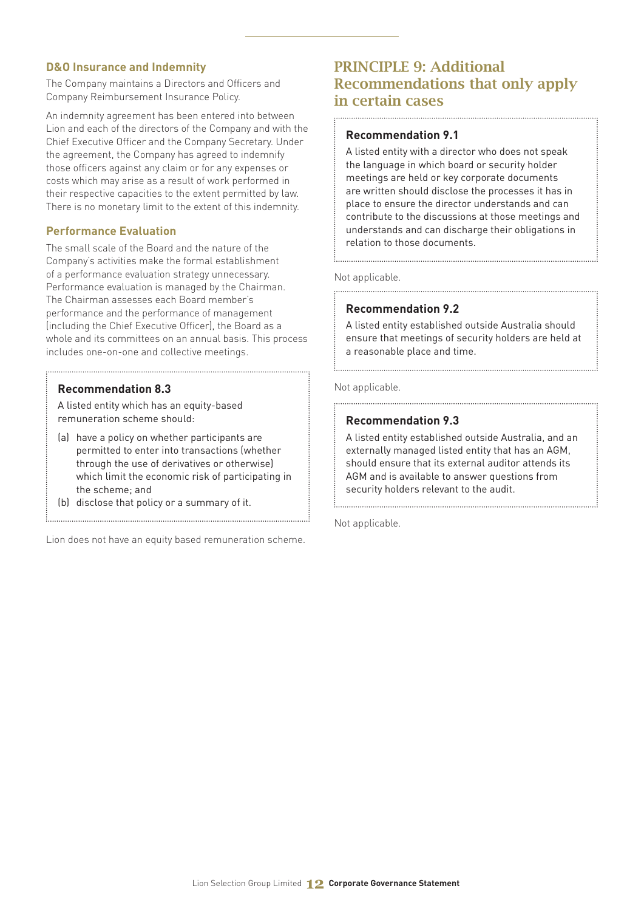### D&O Insurance and Indemnity

The Company maintains a Directors and Officers and Company Reimbursement Insurance Policy.

An indemnity agreement has been entered into between Lion and each of the directors of the Company and with the Chief Executive Officer and the Company Secretary. Under the agreement, the Company has agreed to indemnify those officers against any claim or for any expenses or costs which may arise as a result of work performed in their respective capacities to the extent permitted by law. There is no monetary limit to the extent of this indemnity.

### Performance Evaluation

The small scale of the Board and the nature of the Company's activities make the formal establishment of a performance evaluation strategy unnecessary. Performance evaluation is managed by the Chairman. The Chairman assesses each Board member's performance and the performance of management (including the Chief Executive Officer), the Board as a whole and its committees on an annual basis. This process includes one-on-one and collective meetings.

#### Recommendation 8.3

A listed entity which has an equity-based remuneration scheme should:

(a) have a policy on whether participants are permitted to enter into transactions (whether through the use of derivatives or otherwise) which limit the economic risk of participating in the scheme; and
(b) disclose that policy or a summary of it.

Lion does not have an equity based remuneration scheme.

## PRINCIPLE 9: Additional Recommendations that only apply in certain cases

#### Recommendation 9.1

A listed entity with a director who does not speak the language in which board or security holder meetings are held or key corporate documents are written should disclose the processes it has in place to ensure the director understands and can contribute to the discussions at those meetings and understands and can discharge their obligations in relation to those documents.

Not applicable.

#### Recommendation 9.2

A listed entity established outside Australia should ensure that meetings of security holders are held at a reasonable place and time.

Not applicable.

#### Recommendation 9.3

A listed entity established outside Australia, and an externally managed listed entity that has an AGM, should ensure that its external auditor attends its AGM and is available to answer questions from security holders relevant to the audit.

Not applicable.